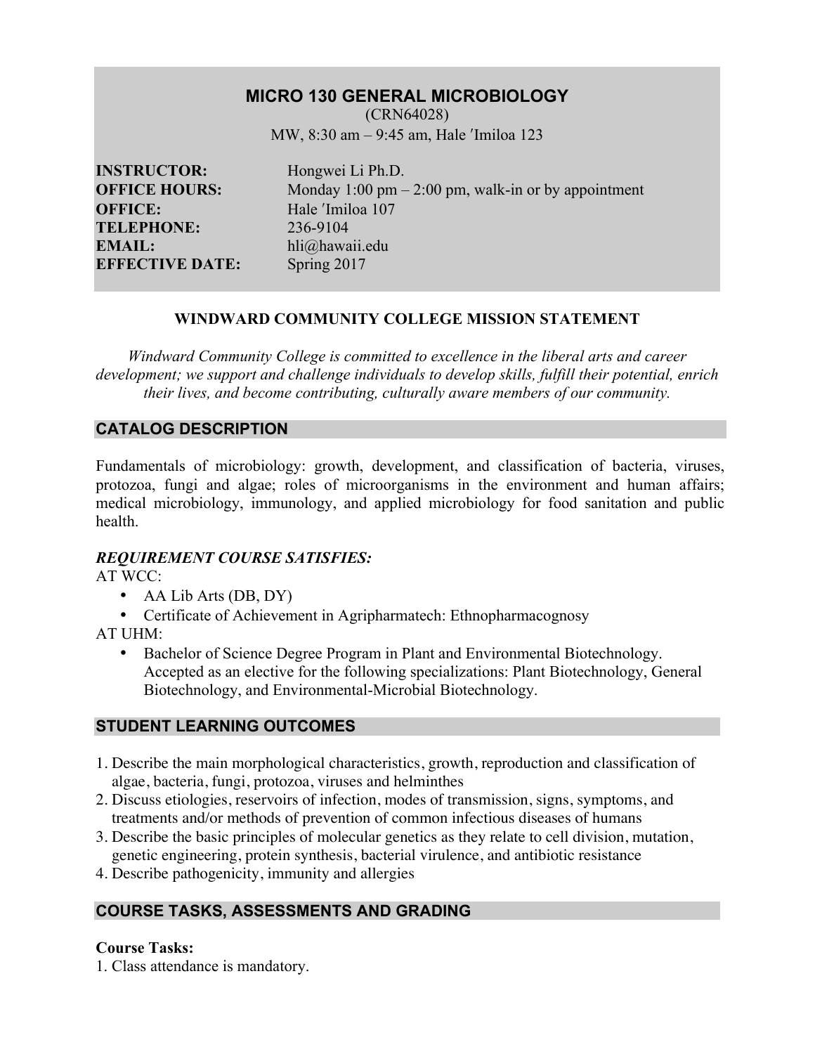# MICRO 130 GENERAL MICROBIOLOGY

(CRN64028)

MW, 8:30 am – 9:45 am, Hale ʻImiloa 123

**INSTRUCTOR:** Hongwei Li Ph.D.
**OFFICE HOURS:** Monday 1:00 pm – 2:00 pm, walk-in or by appointment
**OFFICE:** Hale ʻImiloa 107
**TELEPHONE:** 236-9104
**EMAIL:** hli@hawaii.edu
**EFFECTIVE DATE:** Spring 2017

### WINDWARD COMMUNITY COLLEGE MISSION STATEMENT

*Windward Community College is committed to excellence in the liberal arts and career development; we support and challenge individuals to develop skills, fulfill their potential, enrich their lives, and become contributing, culturally aware members of our community.*

## CATALOG DESCRIPTION

Fundamentals of microbiology: growth, development, and classification of bacteria, viruses, protozoa, fungi and algae; roles of microorganisms in the environment and human affairs; medical microbiology, immunology, and applied microbiology for food sanitation and public health.

***REQUIREMENT COURSE SATISFIES:***

AT WCC:

- AA Lib Arts (DB, DY)
- Certificate of Achievement in Agripharmatech: Ethnopharmacognosy

AT UHM:

- Bachelor of Science Degree Program in Plant and Environmental Biotechnology. Accepted as an elective for the following specializations: Plant Biotechnology, General Biotechnology, and Environmental-Microbial Biotechnology.

## STUDENT LEARNING OUTCOMES

1. Describe the main morphological characteristics, growth, reproduction and classification of algae, bacteria, fungi, protozoa, viruses and helminthes
2. Discuss etiologies, reservoirs of infection, modes of transmission, signs, symptoms, and treatments and/or methods of prevention of common infectious diseases of humans
3. Describe the basic principles of molecular genetics as they relate to cell division, mutation, genetic engineering, protein synthesis, bacterial virulence, and antibiotic resistance
4. Describe pathogenicity, immunity and allergies

## COURSE TASKS, ASSESSMENTS AND GRADING

**Course Tasks:**

1. Class attendance is mandatory.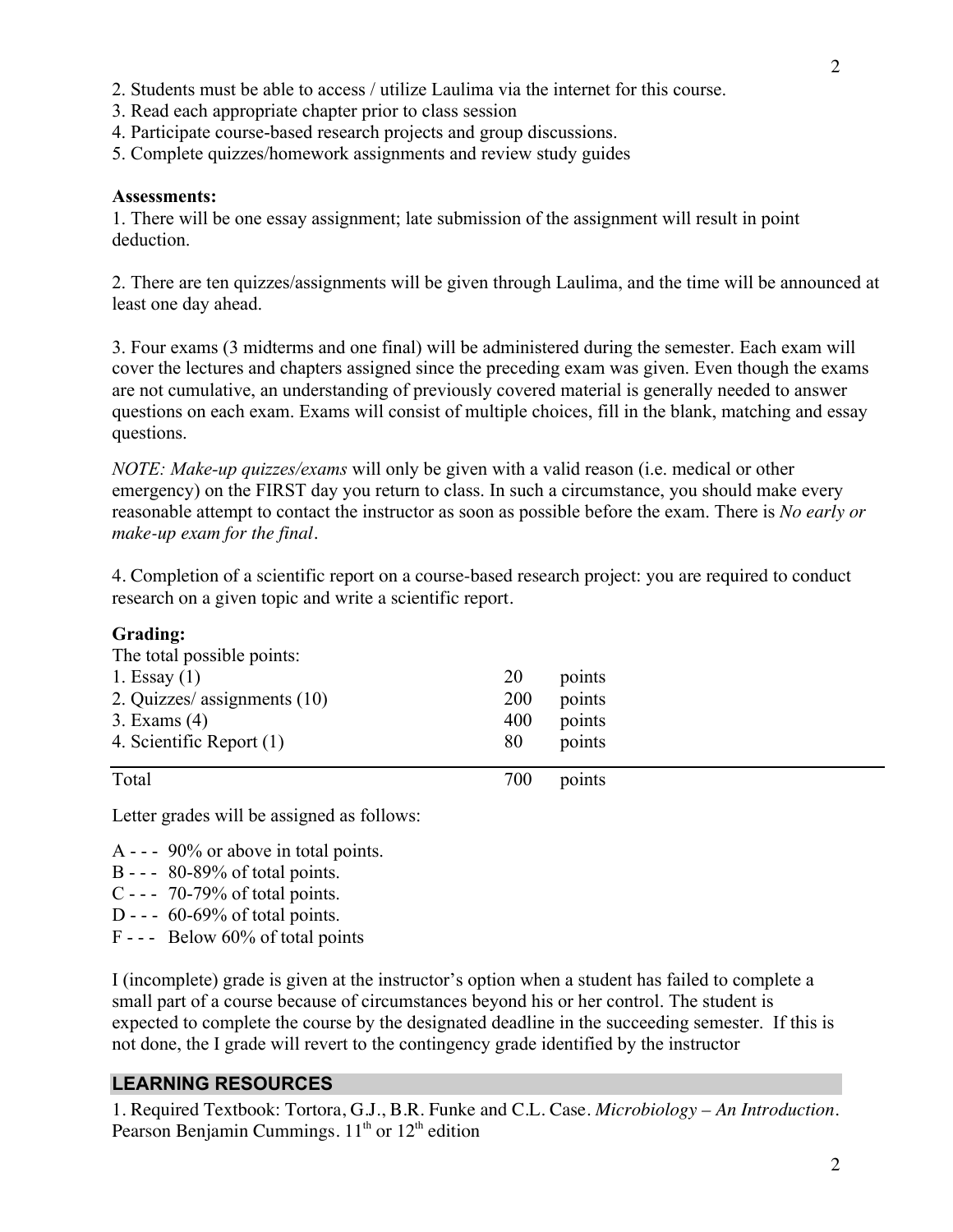2. Students must be able to access / utilize Laulima via the internet for this course.
3. Read each appropriate chapter prior to class session
4. Participate course-based research projects and group discussions.
5. Complete quizzes/homework assignments and review study guides

**Assessments:**

1. There will be one essay assignment; late submission of the assignment will result in point deduction.

2. There are ten quizzes/assignments will be given through Laulima, and the time will be announced at least one day ahead.

3. Four exams (3 midterms and one final) will be administered during the semester. Each exam will cover the lectures and chapters assigned since the preceding exam was given. Even though the exams are not cumulative, an understanding of previously covered material is generally needed to answer questions on each exam. Exams will consist of multiple choices, fill in the blank, matching and essay questions.

*NOTE: Make-up quizzes/exams* will only be given with a valid reason (i.e. medical or other emergency) on the FIRST day you return to class. In such a circumstance, you should make every reasonable attempt to contact the instructor as soon as possible before the exam. There is *No early or make-up exam for the final*.

4. Completion of a scientific report on a course-based research project: you are required to conduct research on a given topic and write a scientific report.

**Grading:**

The total possible points:

| | | |
|---|---|---|
| 1. Essay (1) | 20 | points |
| 2. Quizzes/ assignments (10) | 200 | points |
| 3. Exams (4) | 400 | points |
| 4. Scientific Report (1) | 80 | points |
| Total | 700 | points |

Letter grades will be assigned as follows:

A - - - 90% or above in total points.
B - - - 80-89% of total points.
C - - - 70-79% of total points.
D - - - 60-69% of total points.
F - - - Below 60% of total points

I (incomplete) grade is given at the instructor's option when a student has failed to complete a small part of a course because of circumstances beyond his or her control. The student is expected to complete the course by the designated deadline in the succeeding semester. If this is not done, the I grade will revert to the contingency grade identified by the instructor

## LEARNING RESOURCES

1. Required Textbook: Tortora, G.J., B.R. Funke and C.L. Case. *Microbiology – An Introduction*. Pearson Benjamin Cummings. 11th or 12th edition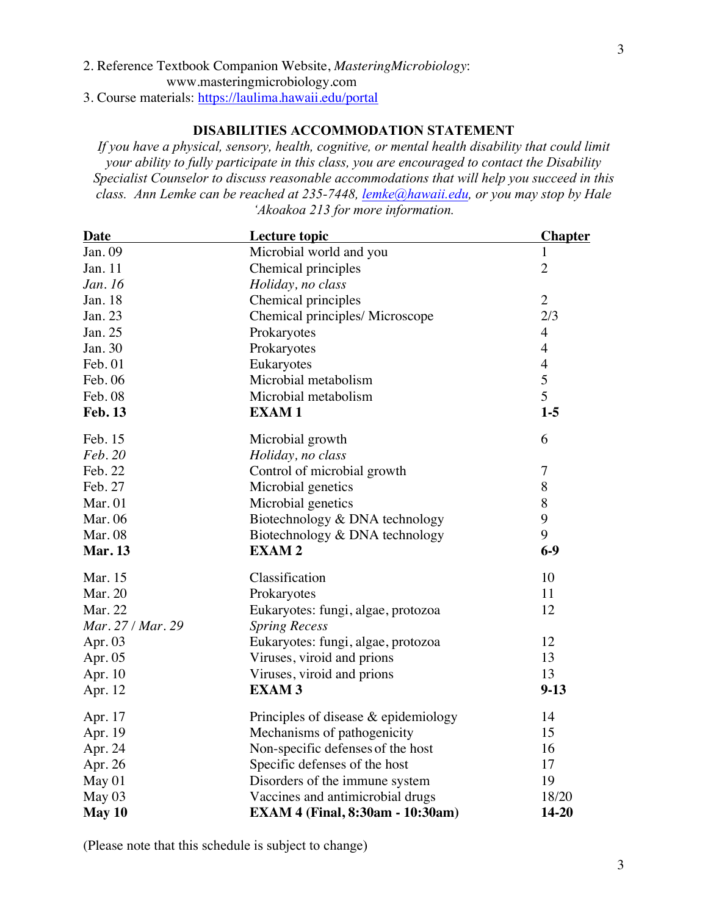2. Reference Textbook Companion Website, *MasteringMicrobiology*: www.masteringmicrobiology.com
3. Course materials: [https://laulima.hawaii.edu/portal](https://laulima.hawaii.edu/portal)

## DISABILITIES ACCOMMODATION STATEMENT

*If you have a physical, sensory, health, cognitive, or mental health disability that could limit your ability to fully participate in this class, you are encouraged to contact the Disability Specialist Counselor to discuss reasonable accommodations that will help you succeed in this class. Ann Lemke can be reached at 235-7448, [lemke@hawaii.edu](mailto:lemke@hawaii.edu), or you may stop by Hale 'Akoakoa 213 for more information.*

| Date | Lecture topic | Chapter |
|---|---|---|
| Jan. 09 | Microbial world and you | 1 |
| Jan. 11 | Chemical principles | 2 |
| *Jan. 16* | *Holiday, no class* | |
| Jan. 18 | Chemical principles | 2 |
| Jan. 23 | Chemical principles/ Microscope | 2/3 |
| Jan. 25 | Prokaryotes | 4 |
| Jan. 30 | Prokaryotes | 4 |
| Feb. 01 | Eukaryotes | 4 |
| Feb. 06 | Microbial metabolism | 5 |
| Feb. 08 | Microbial metabolism | 5 |
| **Feb. 13** | **EXAM 1** | **1-5** |
| Feb. 15 | Microbial growth | 6 |
| *Feb. 20* | *Holiday, no class* | |
| Feb. 22 | Control of microbial growth | 7 |
| Feb. 27 | Microbial genetics | 8 |
| Mar. 01 | Microbial genetics | 8 |
| Mar. 06 | Biotechnology & DNA technology | 9 |
| Mar. 08 | Biotechnology & DNA technology | 9 |
| **Mar. 13** | **EXAM 2** | **6-9** |
| Mar. 15 | Classification | 10 |
| Mar. 20 | Prokaryotes | 11 |
| Mar. 22 | Eukaryotes: fungi, algae, protozoa | 12 |
| *Mar. 27 / Mar. 29* | *Spring Recess* | |
| Apr. 03 | Eukaryotes: fungi, algae, protozoa | 12 |
| Apr. 05 | Viruses, viroid and prions | 13 |
| Apr. 10 | Viruses, viroid and prions | 13 |
| **Apr. 12** | **EXAM 3** | **9-13** |
| Apr. 17 | Principles of disease & epidemiology | 14 |
| Apr. 19 | Mechanisms of pathogenicity | 15 |
| Apr. 24 | Non-specific defenses of the host | 16 |
| Apr. 26 | Specific defenses of the host | 17 |
| May 01 | Disorders of the immune system | 19 |
| May 03 | Vaccines and antimicrobial drugs | 18/20 |
| **May 10** | **EXAM 4 (Final, 8:30am - 10:30am)** | **14-20** |

(Please note that this schedule is subject to change)